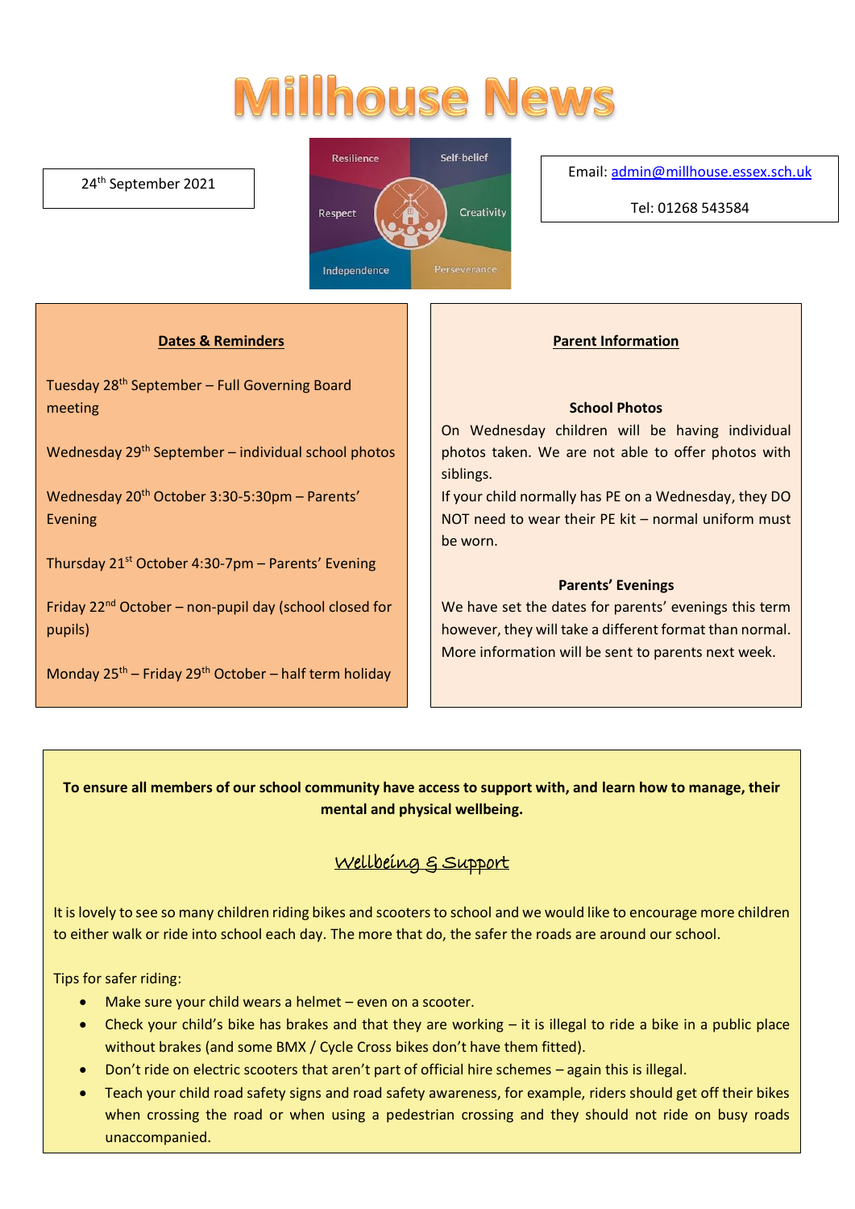# Millhouse News

24th September 2021

Resilience · Self-belief · Respect · Creativity · Independence · Perseverance

Email: admin@millhouse.essex.sch.uk

Tel: 01268 543584

## Dates & Reminders

Tuesday 28th September – Full Governing Board meeting

Wednesday 29th September – individual school photos

Wednesday 20th October 3:30-5:30pm – Parents' Evening

Thursday 21st October 4:30-7pm – Parents' Evening

Friday 22nd October – non-pupil day (school closed for pupils)

Monday 25th – Friday 29th October – half term holiday

## Parent Information

### School Photos

On Wednesday children will be having individual photos taken. We are not able to offer photos with siblings.

If your child normally has PE on a Wednesday, they DO NOT need to wear their PE kit – normal uniform must be worn.

### Parents' Evenings

We have set the dates for parents' evenings this term however, they will take a different format than normal. More information will be sent to parents next week.

**To ensure all members of our school community have access to support with, and learn how to manage, their mental and physical wellbeing.**

## Wellbeing & Support

It is lovely to see so many children riding bikes and scooters to school and we would like to encourage more children to either walk or ride into school each day. The more that do, the safer the roads are around our school.

Tips for safer riding:

- Make sure your child wears a helmet – even on a scooter.
- Check your child's bike has brakes and that they are working – it is illegal to ride a bike in a public place without brakes (and some BMX / Cycle Cross bikes don't have them fitted).
- Don't ride on electric scooters that aren't part of official hire schemes – again this is illegal.
- Teach your child road safety signs and road safety awareness, for example, riders should get off their bikes when crossing the road or when using a pedestrian crossing and they should not ride on busy roads unaccompanied.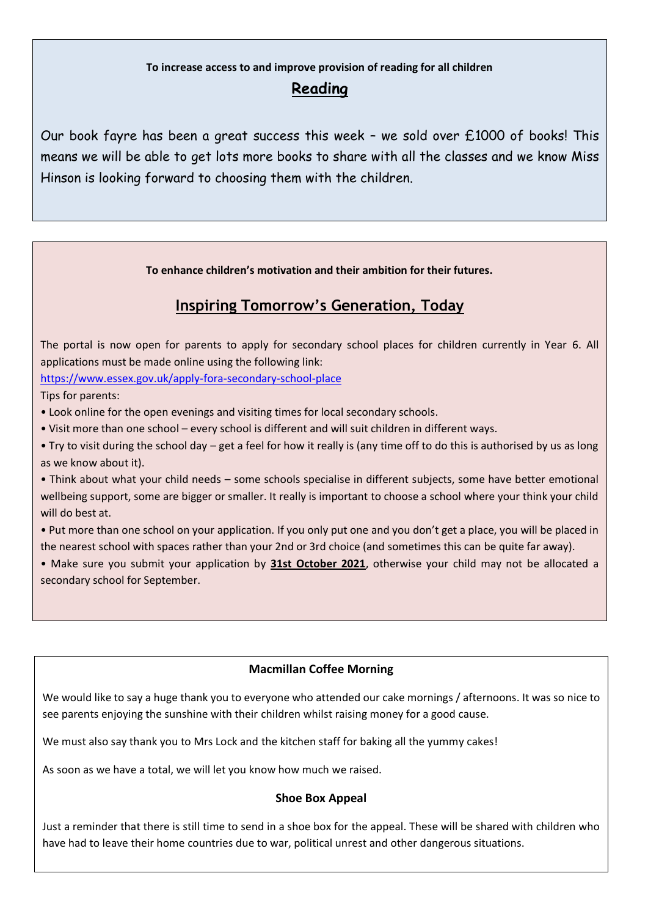**To increase access to and improve provision of reading for all children**

## Reading

Our book fayre has been a great success this week – we sold over £1000 of books! This means we will be able to get lots more books to share with all the classes and we know Miss Hinson is looking forward to choosing them with the children.

**To enhance children's motivation and their ambition for their futures.**

## Inspiring Tomorrow's Generation, Today

The portal is now open for parents to apply for secondary school places for children currently in Year 6. All applications must be made online using the following link:

https://www.essex.gov.uk/apply-fora-secondary-school-place

Tips for parents:

- Look online for the open evenings and visiting times for local secondary schools.
- Visit more than one school – every school is different and will suit children in different ways.
- Try to visit during the school day – get a feel for how it really is (any time off to do this is authorised by us as long as we know about it).
- Think about what your child needs – some schools specialise in different subjects, some have better emotional wellbeing support, some are bigger or smaller. It really is important to choose a school where your think your child will do best at.
- Put more than one school on your application. If you only put one and you don't get a place, you will be placed in the nearest school with spaces rather than your 2nd or 3rd choice (and sometimes this can be quite far away).
- Make sure you submit your application by **31st October 2021**, otherwise your child may not be allocated a secondary school for September.

**Macmillan Coffee Morning**

We would like to say a huge thank you to everyone who attended our cake mornings / afternoons. It was so nice to see parents enjoying the sunshine with their children whilst raising money for a good cause.

We must also say thank you to Mrs Lock and the kitchen staff for baking all the yummy cakes!

As soon as we have a total, we will let you know how much we raised.

**Shoe Box Appeal**

Just a reminder that there is still time to send in a shoe box for the appeal. These will be shared with children who have had to leave their home countries due to war, political unrest and other dangerous situations.